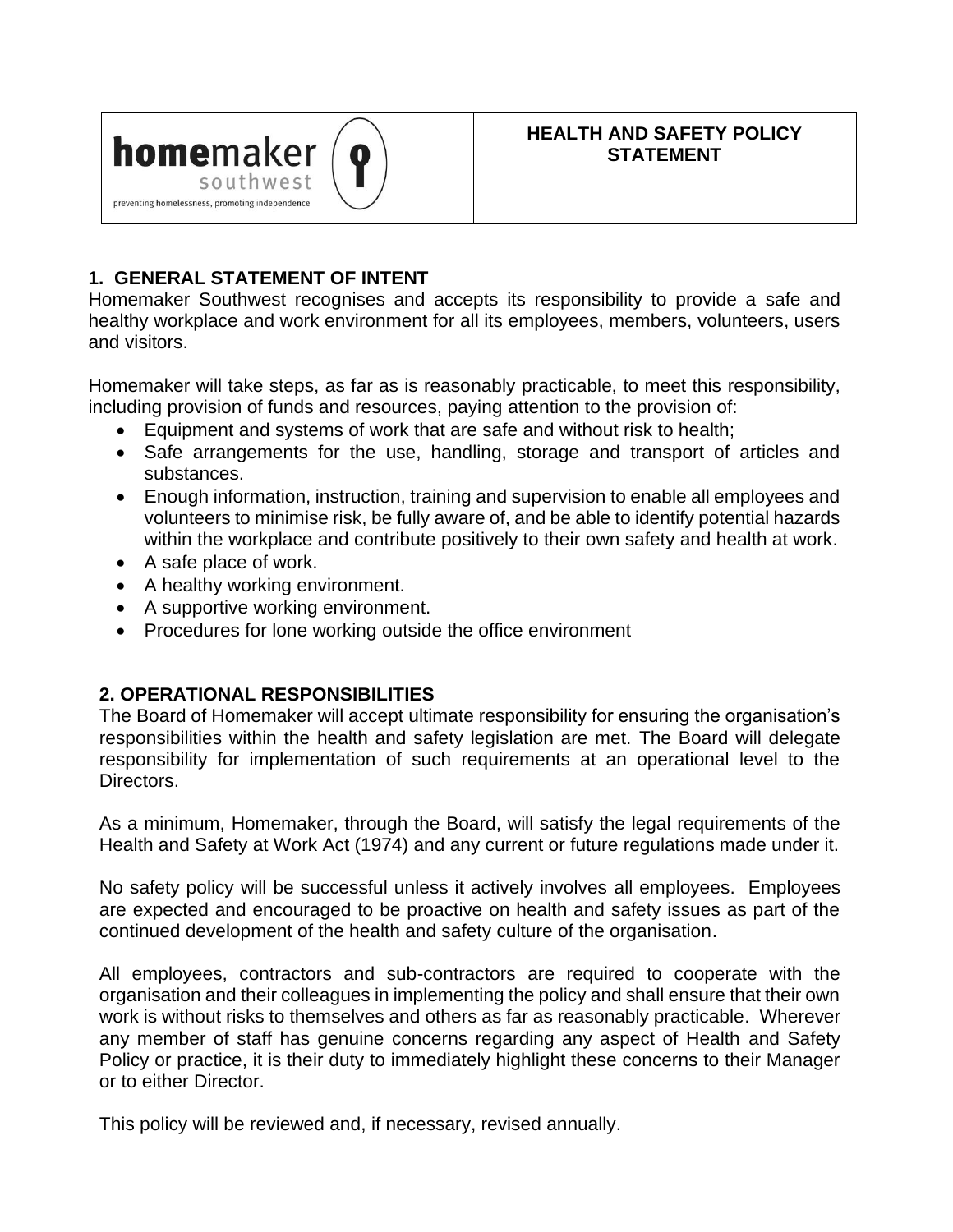| homemaker southwest — preventing homelessness, promoting independence | **HEALTH AND SAFETY POLICY STATEMENT** |
|---|---|

## 1. GENERAL STATEMENT OF INTENT

Homemaker Southwest recognises and accepts its responsibility to provide a safe and healthy workplace and work environment for all its employees, members, volunteers, users and visitors.

Homemaker will take steps, as far as is reasonably practicable, to meet this responsibility, including provision of funds and resources, paying attention to the provision of:

- Equipment and systems of work that are safe and without risk to health;
- Safe arrangements for the use, handling, storage and transport of articles and substances.
- Enough information, instruction, training and supervision to enable all employees and volunteers to minimise risk, be fully aware of, and be able to identify potential hazards within the workplace and contribute positively to their own safety and health at work.
- A safe place of work.
- A healthy working environment.
- A supportive working environment.
- Procedures for lone working outside the office environment

## 2. OPERATIONAL RESPONSIBILITIES

The Board of Homemaker will accept ultimate responsibility for ensuring the organisation's responsibilities within the health and safety legislation are met. The Board will delegate responsibility for implementation of such requirements at an operational level to the Directors.

As a minimum, Homemaker, through the Board, will satisfy the legal requirements of the Health and Safety at Work Act (1974) and any current or future regulations made under it.

No safety policy will be successful unless it actively involves all employees. Employees are expected and encouraged to be proactive on health and safety issues as part of the continued development of the health and safety culture of the organisation.

All employees, contractors and sub-contractors are required to cooperate with the organisation and their colleagues in implementing the policy and shall ensure that their own work is without risks to themselves and others as far as reasonably practicable. Wherever any member of staff has genuine concerns regarding any aspect of Health and Safety Policy or practice, it is their duty to immediately highlight these concerns to their Manager or to either Director.

This policy will be reviewed and, if necessary, revised annually.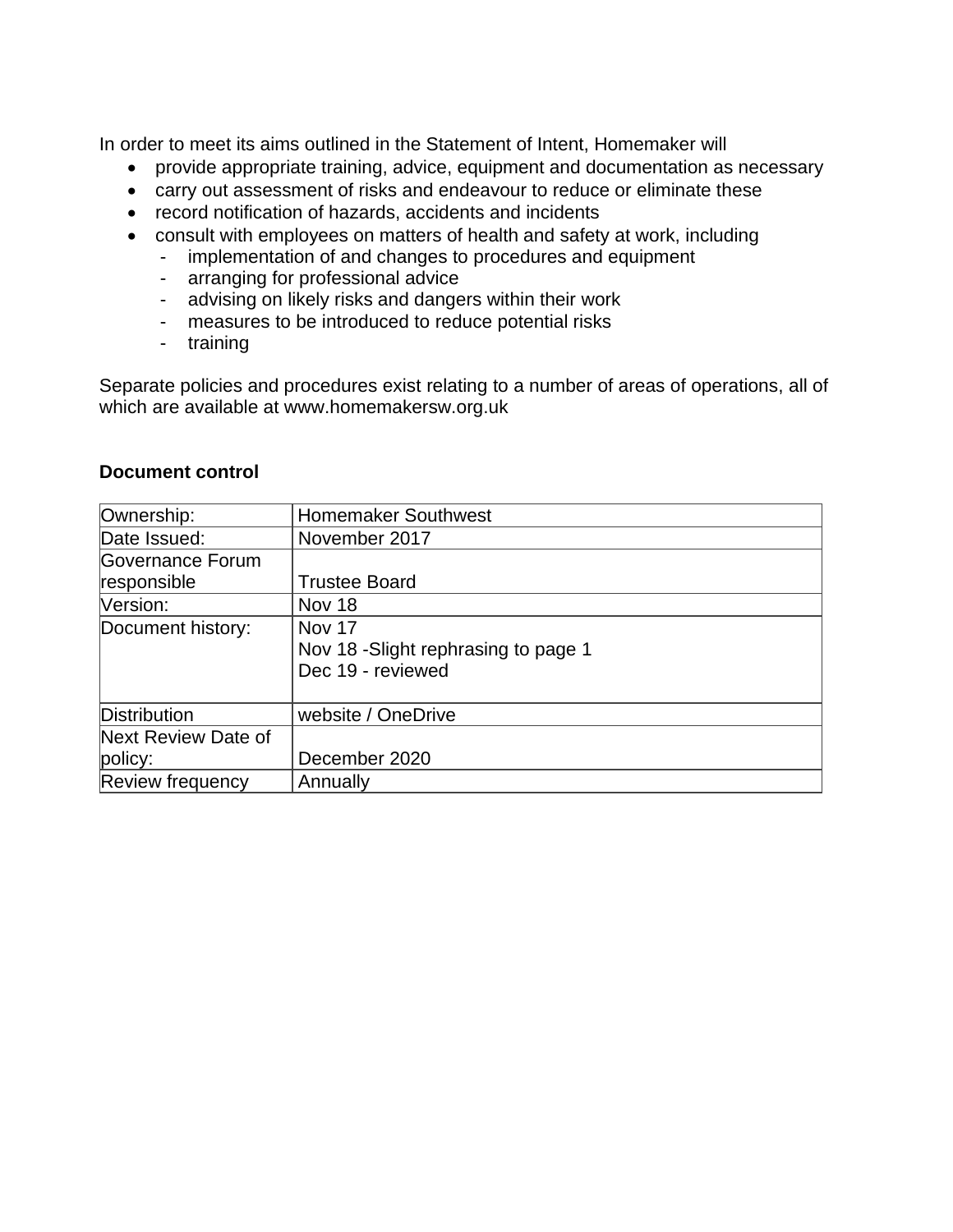In order to meet its aims outlined in the Statement of Intent, Homemaker will

- provide appropriate training, advice, equipment and documentation as necessary
- carry out assessment of risks and endeavour to reduce or eliminate these
- record notification of hazards, accidents and incidents
- consult with employees on matters of health and safety at work, including
    - implementation of and changes to procedures and equipment
    - arranging for professional advice
    - advising on likely risks and dangers within their work
    - measures to be introduced to reduce potential risks
    - training

Separate policies and procedures exist relating to a number of areas of operations, all of which are available at www.homemakersw.org.uk

**Document control**

| | |
|---|---|
| Ownership: | Homemaker Southwest |
| Date Issued: | November 2017 |
| Governance Forum responsible | Trustee Board |
| Version: | Nov 18 |
| Document history: | Nov 17<br>Nov 18 -Slight rephrasing to page 1<br>Dec 19 - reviewed |
| Distribution | website / OneDrive |
| Next Review Date of policy: | December 2020 |
| Review frequency | Annually |